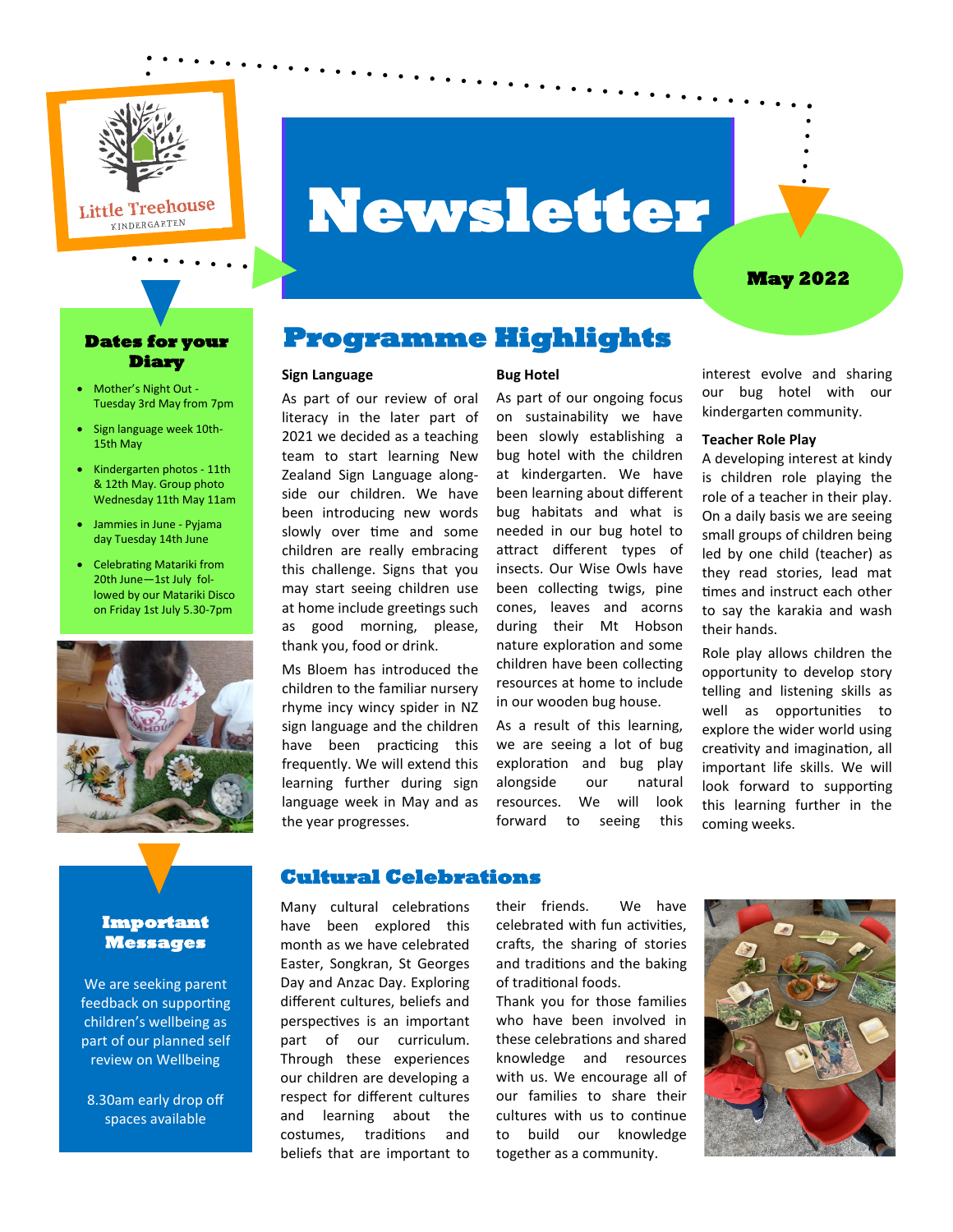Little Treehouse Kindergarten

# Newsletter

**May 2022**

### Dates for your Diary

- Mother's Night Out - Tuesday 3rd May from 7pm
- Sign language week 10th-15th May
- Kindergarten photos - 11th & 12th May. Group photo Wednesday 11th May 11am
- Jammies in June - Pyjama day Tuesday 14th June
- Celebrating Matariki from 20th June—1st July followed by our Matariki Disco on Friday 1st July 5.30-7pm

## Programme Highlights

**Sign Language**

As part of our review of oral literacy in the later part of 2021 we decided as a teaching team to start learning New Zealand Sign Language alongside our children. We have been introducing new words slowly over time and some children are really embracing this challenge. Signs that you may start seeing children use at home include greetings such as good morning, please, thank you, food or drink.

Ms Bloem has introduced the children to the familiar nursery rhyme incy wincy spider in NZ sign language and the children have been practicing this frequently. We will extend this learning further during sign language week in May and as the year progresses.

**Bug Hotel**

As part of our ongoing focus on sustainability we have been slowly establishing a bug hotel with the children at kindergarten. We have been learning about different bug habitats and what is needed in our bug hotel to attract different types of insects. Our Wise Owls have been collecting twigs, pine cones, leaves and acorns during their Mt Hobson nature exploration and some children have been collecting resources at home to include in our wooden bug house.

As a result of this learning, we are seeing a lot of bug exploration and bug play alongside our natural resources. We will look forward to seeing this interest evolve and sharing our bug hotel with our kindergarten community.

**Teacher Role Play**

A developing interest at kindy is children role playing the role of a teacher in their play. On a daily basis we are seeing small groups of children being led by one child (teacher) as they read stories, lead mat times and instruct each other to say the karakia and wash their hands.

Role play allows children the opportunity to develop story telling and listening skills as well as opportunities to explore the wider world using creativity and imagination, all important life skills. We will look forward to supporting this learning further in the coming weeks.

### Important Messages

We are seeking parent feedback on supporting children's wellbeing as part of our planned self review on Wellbeing

8.30am early drop off spaces available

## Cultural Celebrations

Many cultural celebrations have been explored this month as we have celebrated Easter, Songkran, St Georges Day and Anzac Day. Exploring different cultures, beliefs and perspectives is an important part of our curriculum. Through these experiences our children are developing a respect for different cultures and learning about the costumes, traditions and beliefs that are important to their friends. We have celebrated with fun activities, crafts, the sharing of stories and traditions and the baking of traditional foods.

Thank you for those families who have been involved in these celebrations and shared knowledge and resources with us. We encourage all of our families to share their cultures with us to continue to build our knowledge together as a community.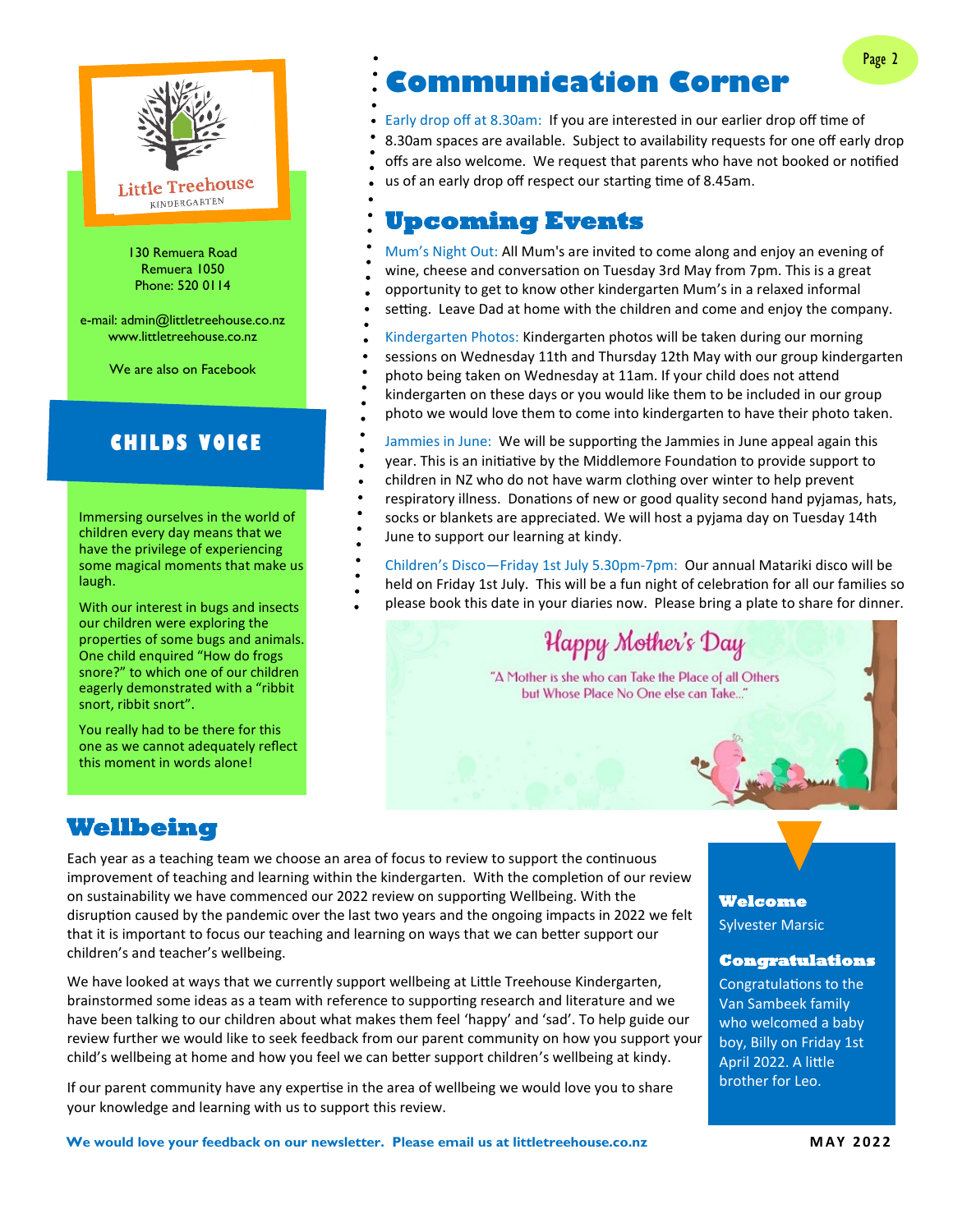Little Treehouse
KINDERGARTEN

130 Remuera Road
Remuera 1050
Phone: 520 0114

e-mail: admin@littletreehouse.co.nz
www.littletreehouse.co.nz

We are also on Facebook

## CHILDS VOICE

Immersing ourselves in the world of children every day means that we have the privilege of experiencing some magical moments that make us laugh.

With our interest in bugs and insects our children were exploring the properties of some bugs and animals. One child enquired "How do frogs snore?" to which one of our children eagerly demonstrated with a "ribbit snort, ribbit snort".

You really had to be there for this one as we cannot adequately reflect this moment in words alone!

# Communication Corner

Early drop off at 8.30am: If you are interested in our earlier drop off time of 8.30am spaces are available. Subject to availability requests for one off early drop offs are also welcome. We request that parents who have not booked or notified us of an early drop off respect our starting time of 8.45am.

# Upcoming Events

Mum's Night Out: All Mum's are invited to come along and enjoy an evening of wine, cheese and conversation on Tuesday 3rd May from 7pm. This is a great opportunity to get to know other kindergarten Mum's in a relaxed informal setting. Leave Dad at home with the children and come and enjoy the company.

Kindergarten Photos: Kindergarten photos will be taken during our morning sessions on Wednesday 11th and Thursday 12th May with our group kindergarten photo being taken on Wednesday at 11am. If your child does not attend kindergarten on these days or you would like them to be included in our group photo we would love them to come into kindergarten to have their photo taken.

Jammies in June: We will be supporting the Jammies in June appeal again this year. This is an initiative by the Middlemore Foundation to provide support to children in NZ who do not have warm clothing over winter to help prevent respiratory illness. Donations of new or good quality second hand pyjamas, hats, socks or blankets are appreciated. We will host a pyjama day on Tuesday 14th June to support our learning at kindy.

Children's Disco—Friday 1st July 5.30pm-7pm: Our annual Matariki disco will be held on Friday 1st July. This will be a fun night of celebration for all our families so please book this date in your diaries now. Please bring a plate to share for dinner.

Happy Mother's Day

"A Mother is she who can Take the Place of all Others but Whose Place No One else can Take..."

# Wellbeing

Each year as a teaching team we choose an area of focus to review to support the continuous improvement of teaching and learning within the kindergarten. With the completion of our review on sustainability we have commenced our 2022 review on supporting Wellbeing. With the disruption caused by the pandemic over the last two years and the ongoing impacts in 2022 we felt that it is important to focus our teaching and learning on ways that we can better support our children's and teacher's wellbeing.

We have looked at ways that we currently support wellbeing at Little Treehouse Kindergarten, brainstormed some ideas as a team with reference to supporting research and literature and we have been talking to our children about what makes them feel 'happy' and 'sad'. To help guide our review further we would like to seek feedback from our parent community on how you support your child's wellbeing at home and how you feel we can better support children's wellbeing at kindy.

If our parent community have any expertise in the area of wellbeing we would love you to share your knowledge and learning with us to support this review.

### Welcome

Sylvester Marsic

### Congratulations

Congratulations to the Van Sambeek family who welcomed a baby boy, Billy on Friday 1st April 2022. A little brother for Leo.

**We would love your feedback on our newsletter. Please email us at littletreehouse.co.nz**

**MAY 2022**